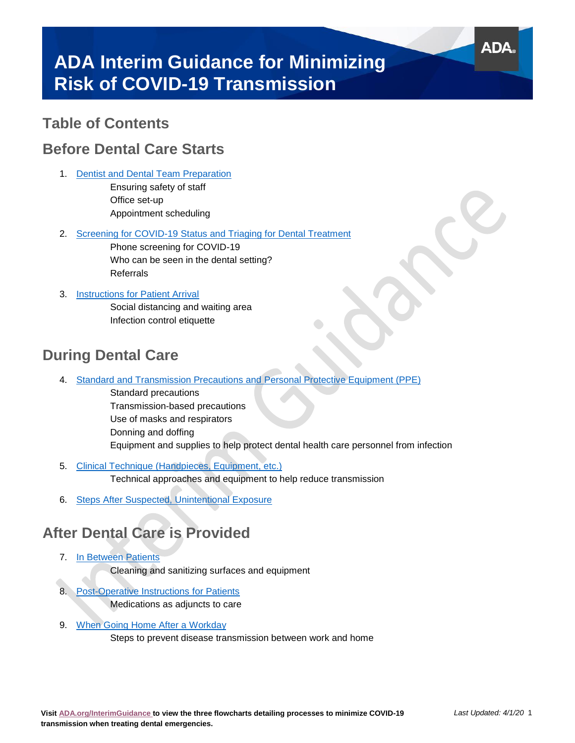# ADA Interim Guidance for Minimizing Risk of COVID-19 Transmission

## Table of Contents

## Before Dental Care Starts

1. Dentist and Dental Team Preparation
   - Ensuring safety of staff
   - Office set-up
   - Appointment scheduling
2. Screening for COVID-19 Status and Triaging for Dental Treatment
   - Phone screening for COVID-19
   - Who can be seen in the dental setting?
   - Referrals
3. Instructions for Patient Arrival
   - Social distancing and waiting area
   - Infection control etiquette

## During Dental Care

4. Standard and Transmission Precautions and Personal Protective Equipment (PPE)
   - Standard precautions
   - Transmission-based precautions
   - Use of masks and respirators
   - Donning and doffing
   - Equipment and supplies to help protect dental health care personnel from infection
5. Clinical Technique (Handpieces, Equipment, etc.)
   - Technical approaches and equipment to help reduce transmission
6. Steps After Suspected, Unintentional Exposure

## After Dental Care is Provided

7. In Between Patients
   - Cleaning and sanitizing surfaces and equipment
8. Post-Operative Instructions for Patients
   - Medications as adjuncts to care
9. When Going Home After a Workday
   - Steps to prevent disease transmission between work and home

**Visit ADA.org/InterimGuidance to view the three flowcharts detailing processes to minimize COVID-19 transmission when treating dental emergencies.**

*Last Updated: 4/1/20*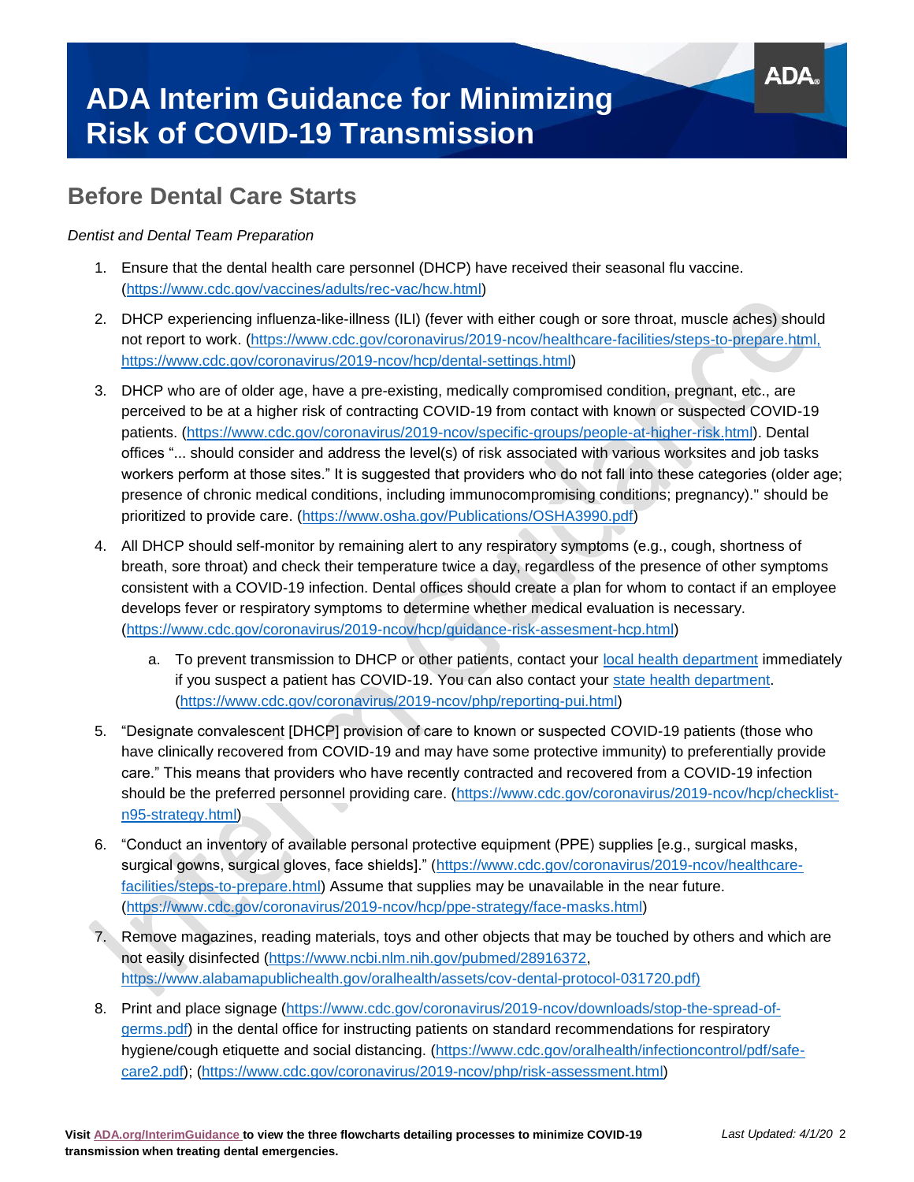# ADA Interim Guidance for Minimizing Risk of COVID-19 Transmission

## Before Dental Care Starts

*Dentist and Dental Team Preparation*

1. Ensure that the dental health care personnel (DHCP) have received their seasonal flu vaccine. (https://www.cdc.gov/vaccines/adults/rec-vac/hcw.html)
2. DHCP experiencing influenza-like-illness (ILI) (fever with either cough or sore throat, muscle aches) should not report to work. (https://www.cdc.gov/coronavirus/2019-ncov/healthcare-facilities/steps-to-prepare.html, https://www.cdc.gov/coronavirus/2019-ncov/hcp/dental-settings.html)
3. DHCP who are of older age, have a pre-existing, medically compromised condition, pregnant, etc., are perceived to be at a higher risk of contracting COVID-19 from contact with known or suspected COVID-19 patients. (https://www.cdc.gov/coronavirus/2019-ncov/specific-groups/people-at-higher-risk.html). Dental offices "... should consider and address the level(s) of risk associated with various worksites and job tasks workers perform at those sites." It is suggested that providers who do not fall into these categories (older age; presence of chronic medical conditions, including immunocompromising conditions; pregnancy)." should be prioritized to provide care. (https://www.osha.gov/Publications/OSHA3990.pdf)
4. All DHCP should self-monitor by remaining alert to any respiratory symptoms (e.g., cough, shortness of breath, sore throat) and check their temperature twice a day, regardless of the presence of other symptoms consistent with a COVID-19 infection. Dental offices should create a plan for whom to contact if an employee develops fever or respiratory symptoms to determine whether medical evaluation is necessary. (https://www.cdc.gov/coronavirus/2019-ncov/hcp/guidance-risk-assesment-hcp.html)
    a. To prevent transmission to DHCP or other patients, contact your local health department immediately if you suspect a patient has COVID-19. You can also contact your state health department. (https://www.cdc.gov/coronavirus/2019-ncov/php/reporting-pui.html)
5. "Designate convalescent [DHCP] provision of care to known or suspected COVID-19 patients (those who have clinically recovered from COVID-19 and may have some protective immunity) to preferentially provide care." This means that providers who have recently contracted and recovered from a COVID-19 infection should be the preferred personnel providing care. (https://www.cdc.gov/coronavirus/2019-ncov/hcp/checklist-n95-strategy.html)
6. "Conduct an inventory of available personal protective equipment (PPE) supplies [e.g., surgical masks, surgical gowns, surgical gloves, face shields]." (https://www.cdc.gov/coronavirus/2019-ncov/healthcare-facilities/steps-to-prepare.html) Assume that supplies may be unavailable in the near future. (https://www.cdc.gov/coronavirus/2019-ncov/hcp/ppe-strategy/face-masks.html)
7. Remove magazines, reading materials, toys and other objects that may be touched by others and which are not easily disinfected (https://www.ncbi.nlm.nih.gov/pubmed/28916372, https://www.alabamapublichealth.gov/oralhealth/assets/cov-dental-protocol-031720.pdf)
8. Print and place signage (https://www.cdc.gov/coronavirus/2019-ncov/downloads/stop-the-spread-of-germs.pdf) in the dental office for instructing patients on standard recommendations for respiratory hygiene/cough etiquette and social distancing. (https://www.cdc.gov/oralhealth/infectioncontrol/pdf/safe-care2.pdf); (https://www.cdc.gov/coronavirus/2019-ncov/php/risk-assessment.html)

**Visit ADA.org/InterimGuidance to view the three flowcharts detailing processes to minimize COVID-19 transmission when treating dental emergencies.**

*Last Updated: 4/1/20*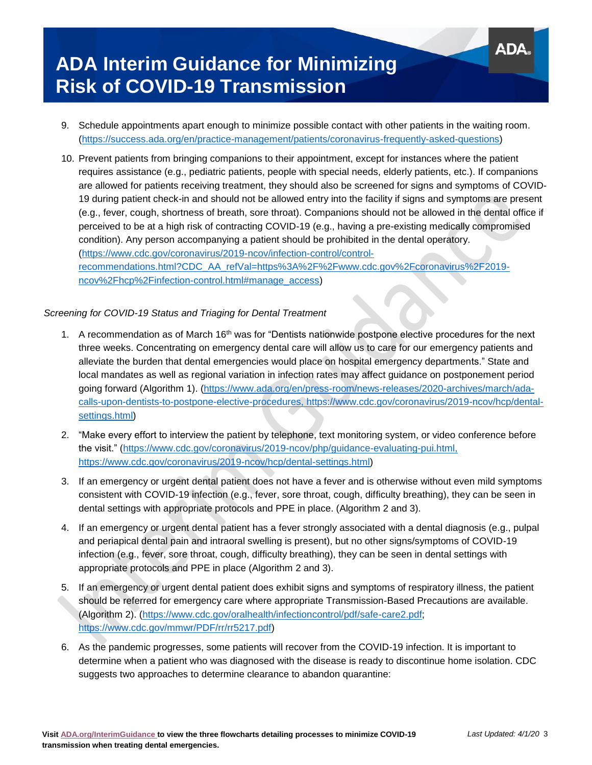9. Schedule appointments apart enough to minimize possible contact with other patients in the waiting room. (https://success.ada.org/en/practice-management/patients/coronavirus-frequently-asked-questions)

10. Prevent patients from bringing companions to their appointment, except for instances where the patient requires assistance (e.g., pediatric patients, people with special needs, elderly patients, etc.). If companions are allowed for patients receiving treatment, they should also be screened for signs and symptoms of COVID-19 during patient check-in and should not be allowed entry into the facility if signs and symptoms are present (e.g., fever, cough, shortness of breath, sore throat). Companions should not be allowed in the dental office if perceived to be at a high risk of contracting COVID-19 (e.g., having a pre-existing medically compromised condition). Any person accompanying a patient should be prohibited in the dental operatory. (https://www.cdc.gov/coronavirus/2019-ncov/infection-control/control-recommendations.html?CDC_AA_refVal=https%3A%2F%2Fwww.cdc.gov%2Fcoronavirus%2F2019-ncov%2Fhcp%2Finfection-control.html#manage_access)

*Screening for COVID-19 Status and Triaging for Dental Treatment*

1. A recommendation as of March 16th was for "Dentists nationwide postpone elective procedures for the next three weeks. Concentrating on emergency dental care will allow us to care for our emergency patients and alleviate the burden that dental emergencies would place on hospital emergency departments." State and local mandates as well as regional variation in infection rates may affect guidance on postponement period going forward (Algorithm 1). (https://www.ada.org/en/press-room/news-releases/2020-archives/march/ada-calls-upon-dentists-to-postpone-elective-procedures, https://www.cdc.gov/coronavirus/2019-ncov/hcp/dental-settings.html)

2. "Make every effort to interview the patient by telephone, text monitoring system, or video conference before the visit." (https://www.cdc.gov/coronavirus/2019-ncov/php/guidance-evaluating-pui.html, https://www.cdc.gov/coronavirus/2019-ncov/hcp/dental-settings.html)

3. If an emergency or urgent dental patient does not have a fever and is otherwise without even mild symptoms consistent with COVID-19 infection (e.g., fever, sore throat, cough, difficulty breathing), they can be seen in dental settings with appropriate protocols and PPE in place. (Algorithm 2 and 3).

4. If an emergency or urgent dental patient has a fever strongly associated with a dental diagnosis (e.g., pulpal and periapical dental pain and intraoral swelling is present), but no other signs/symptoms of COVID-19 infection (e.g., fever, sore throat, cough, difficulty breathing), they can be seen in dental settings with appropriate protocols and PPE in place (Algorithm 2 and 3).

5. If an emergency or urgent dental patient does exhibit signs and symptoms of respiratory illness, the patient should be referred for emergency care where appropriate Transmission-Based Precautions are available. (Algorithm 2). (https://www.cdc.gov/oralhealth/infectioncontrol/pdf/safe-care2.pdf; https://www.cdc.gov/mmwr/PDF/rr/rr5217.pdf)

6. As the pandemic progresses, some patients will recover from the COVID-19 infection. It is important to determine when a patient who was diagnosed with the disease is ready to discontinue home isolation. CDC suggests two approaches to determine clearance to abandon quarantine: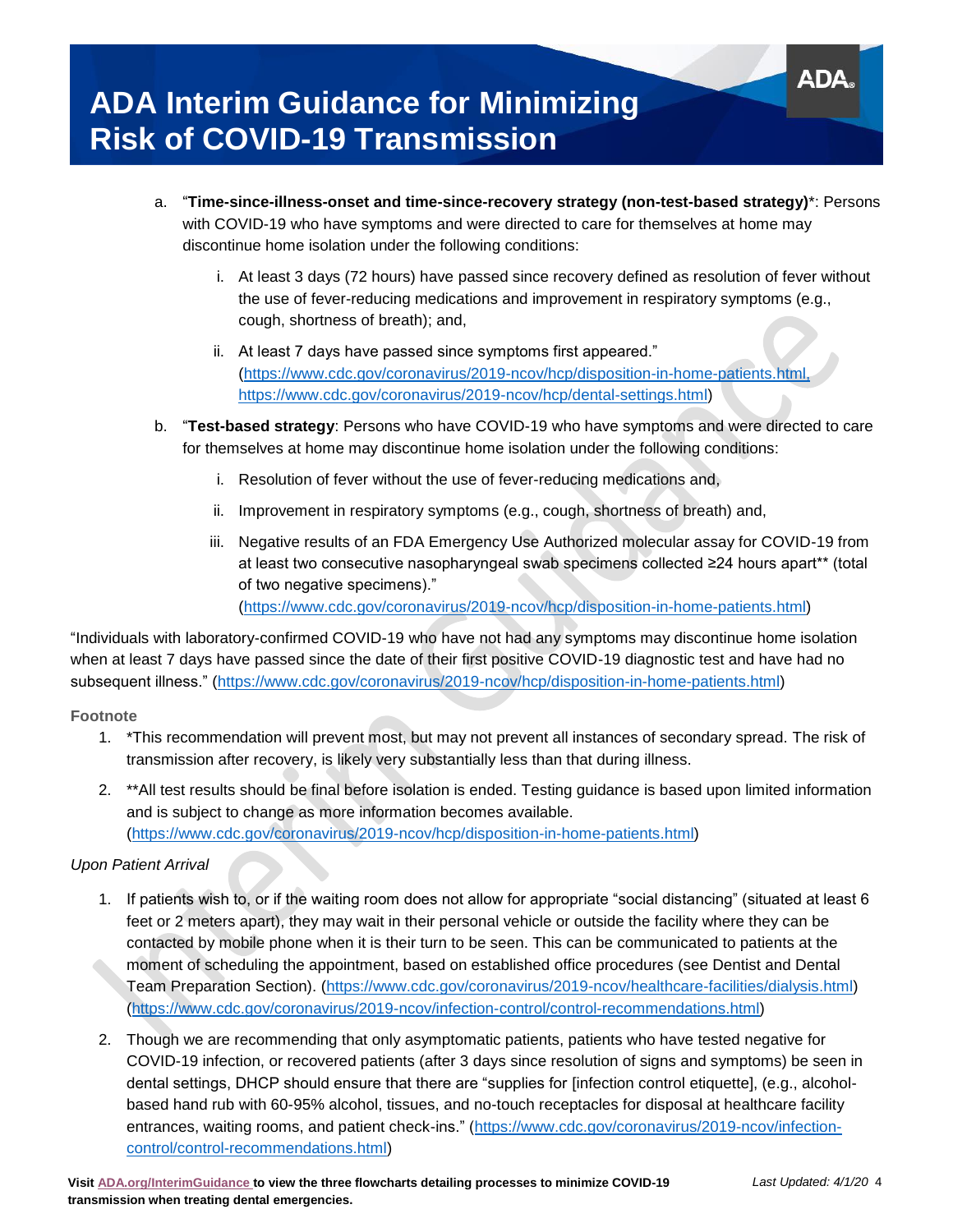a. "**Time-since-illness-onset and time-since-recovery strategy (non-test-based strategy)***: Persons with COVID-19 who have symptoms and were directed to care for themselves at home may discontinue home isolation under the following conditions:

   i. At least 3 days (72 hours) have passed since recovery defined as resolution of fever without the use of fever-reducing medications and improvement in respiratory symptoms (e.g., cough, shortness of breath); and,

   ii. At least 7 days have passed since symptoms first appeared." (https://www.cdc.gov/coronavirus/2019-ncov/hcp/disposition-in-home-patients.html, https://www.cdc.gov/coronavirus/2019-ncov/hcp/dental-settings.html)

b. "**Test-based strategy**: Persons who have COVID-19 who have symptoms and were directed to care for themselves at home may discontinue home isolation under the following conditions:

   i. Resolution of fever without the use of fever-reducing medications and,

   ii. Improvement in respiratory symptoms (e.g., cough, shortness of breath) and,

   iii. Negative results of an FDA Emergency Use Authorized molecular assay for COVID-19 from at least two consecutive nasopharyngeal swab specimens collected ≥24 hours apart** (total of two negative specimens)." (https://www.cdc.gov/coronavirus/2019-ncov/hcp/disposition-in-home-patients.html)

"Individuals with laboratory-confirmed COVID-19 who have not had any symptoms may discontinue home isolation when at least 7 days have passed since the date of their first positive COVID-19 diagnostic test and have had no subsequent illness." (https://www.cdc.gov/coronavirus/2019-ncov/hcp/disposition-in-home-patients.html)

**Footnote**

1. *This recommendation will prevent most, but may not prevent all instances of secondary spread. The risk of transmission after recovery, is likely very substantially less than that during illness.
2. **All test results should be final before isolation is ended. Testing guidance is based upon limited information and is subject to change as more information becomes available. (https://www.cdc.gov/coronavirus/2019-ncov/hcp/disposition-in-home-patients.html)

*Upon Patient Arrival*

1. If patients wish to, or if the waiting room does not allow for appropriate "social distancing" (situated at least 6 feet or 2 meters apart), they may wait in their personal vehicle or outside the facility where they can be contacted by mobile phone when it is their turn to be seen. This can be communicated to patients at the moment of scheduling the appointment, based on established office procedures (see Dentist and Dental Team Preparation Section). (https://www.cdc.gov/coronavirus/2019-ncov/healthcare-facilities/dialysis.html) (https://www.cdc.gov/coronavirus/2019-ncov/infection-control/control-recommendations.html)
2. Though we are recommending that only asymptomatic patients, patients who have tested negative for COVID-19 infection, or recovered patients (after 3 days since resolution of signs and symptoms) be seen in dental settings, DHCP should ensure that there are "supplies for [infection control etiquette], (e.g., alcohol-based hand rub with 60-95% alcohol, tissues, and no-touch receptacles for disposal at healthcare facility entrances, waiting rooms, and patient check-ins." (https://www.cdc.gov/coronavirus/2019-ncov/infection-control/control-recommendations.html)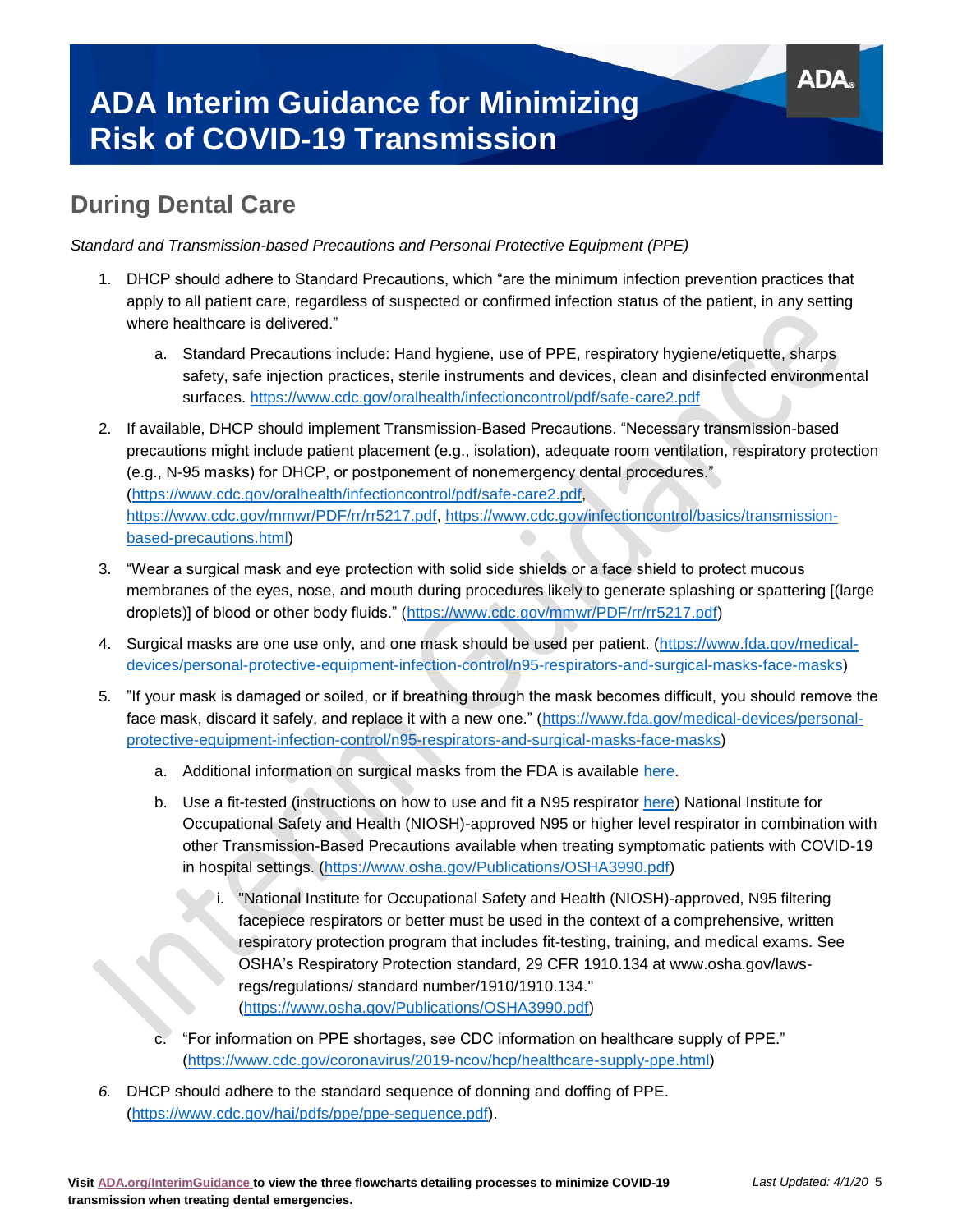# ADA Interim Guidance for Minimizing Risk of COVID-19 Transmission

## During Dental Care

*Standard and Transmission-based Precautions and Personal Protective Equipment (PPE)*

1. DHCP should adhere to Standard Precautions, which "are the minimum infection prevention practices that apply to all patient care, regardless of suspected or confirmed infection status of the patient, in any setting where healthcare is delivered."
   a. Standard Precautions include: Hand hygiene, use of PPE, respiratory hygiene/etiquette, sharps safety, safe injection practices, sterile instruments and devices, clean and disinfected environmental surfaces. https://www.cdc.gov/oralhealth/infectioncontrol/pdf/safe-care2.pdf
2. If available, DHCP should implement Transmission-Based Precautions. "Necessary transmission-based precautions might include patient placement (e.g., isolation), adequate room ventilation, respiratory protection (e.g., N-95 masks) for DHCP, or postponement of nonemergency dental procedures." (https://www.cdc.gov/oralhealth/infectioncontrol/pdf/safe-care2.pdf, https://www.cdc.gov/mmwr/PDF/rr/rr5217.pdf, https://www.cdc.gov/infectioncontrol/basics/transmission-based-precautions.html)
3. "Wear a surgical mask and eye protection with solid side shields or a face shield to protect mucous membranes of the eyes, nose, and mouth during procedures likely to generate splashing or spattering [(large droplets)] of blood or other body fluids." (https://www.cdc.gov/mmwr/PDF/rr/rr5217.pdf)
4. Surgical masks are one use only, and one mask should be used per patient. (https://www.fda.gov/medical-devices/personal-protective-equipment-infection-control/n95-respirators-and-surgical-masks-face-masks)
5. "If your mask is damaged or soiled, or if breathing through the mask becomes difficult, you should remove the face mask, discard it safely, and replace it with a new one." (https://www.fda.gov/medical-devices/personal-protective-equipment-infection-control/n95-respirators-and-surgical-masks-face-masks)
   a. Additional information on surgical masks from the FDA is available here.
   b. Use a fit-tested (instructions on how to use and fit a N95 respirator here) National Institute for Occupational Safety and Health (NIOSH)-approved N95 or higher level respirator in combination with other Transmission-Based Precautions available when treating symptomatic patients with COVID-19 in hospital settings. (https://www.osha.gov/Publications/OSHA3990.pdf)
      i. "National Institute for Occupational Safety and Health (NIOSH)-approved, N95 filtering facepiece respirators or better must be used in the context of a comprehensive, written respiratory protection program that includes fit-testing, training, and medical exams. See OSHA's Respiratory Protection standard, 29 CFR 1910.134 at www.osha.gov/laws-regs/regulations/ standard number/1910/1910.134." (https://www.osha.gov/Publications/OSHA3990.pdf)
   c. "For information on PPE shortages, see CDC information on healthcare supply of PPE." (https://www.cdc.gov/coronavirus/2019-ncov/hcp/healthcare-supply-ppe.html)
6. DHCP should adhere to the standard sequence of donning and doffing of PPE. (https://www.cdc.gov/hai/pdfs/ppe/ppe-sequence.pdf).

**Visit ADA.org/InterimGuidance to view the three flowcharts detailing processes to minimize COVID-19 transmission when treating dental emergencies.**

*Last Updated: 4/1/20*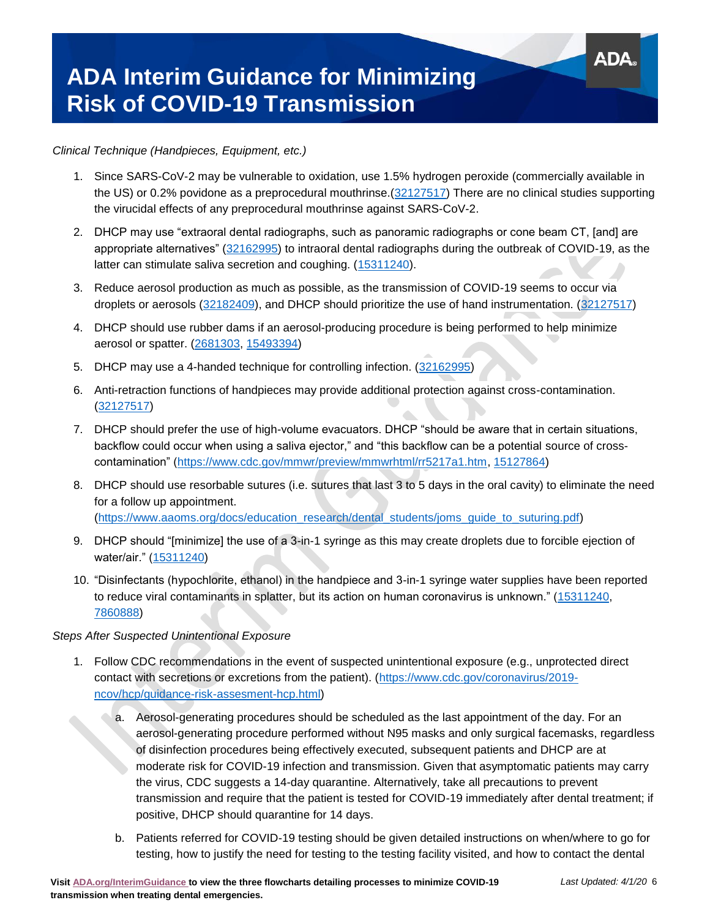*Clinical Technique (Handpieces, Equipment, etc.)*

1. Since SARS-CoV-2 may be vulnerable to oxidation, use 1.5% hydrogen peroxide (commercially available in the US) or 0.2% povidone as a preprocedural mouthrinse.(32127517) There are no clinical studies supporting the virucidal effects of any preprocedural mouthrinse against SARS-CoV-2.
2. DHCP may use "extraoral dental radiographs, such as panoramic radiographs or cone beam CT, [and] are appropriate alternatives" (32162995) to intraoral dental radiographs during the outbreak of COVID-19, as the latter can stimulate saliva secretion and coughing. (15311240).
3. Reduce aerosol production as much as possible, as the transmission of COVID-19 seems to occur via droplets or aerosols (32182409), and DHCP should prioritize the use of hand instrumentation. (32127517)
4. DHCP should use rubber dams if an aerosol-producing procedure is being performed to help minimize aerosol or spatter. (2681303, 15493394)
5. DHCP may use a 4-handed technique for controlling infection. (32162995)
6. Anti-retraction functions of handpieces may provide additional protection against cross-contamination. (32127517)
7. DHCP should prefer the use of high-volume evacuators. DHCP "should be aware that in certain situations, backflow could occur when using a saliva ejector," and "this backflow can be a potential source of cross-contamination" (https://www.cdc.gov/mmwr/preview/mmwrhtml/rr5217a1.htm, 15127864)
8. DHCP should use resorbable sutures (i.e. sutures that last 3 to 5 days in the oral cavity) to eliminate the need for a follow up appointment. (https://www.aaoms.org/docs/education_research/dental_students/joms_guide_to_suturing.pdf)
9. DHCP should "[minimize] the use of a 3-in-1 syringe as this may create droplets due to forcible ejection of water/air." (15311240)
10. "Disinfectants (hypochlorite, ethanol) in the handpiece and 3-in-1 syringe water supplies have been reported to reduce viral contaminants in splatter, but its action on human coronavirus is unknown." (15311240, 7860888)

*Steps After Suspected Unintentional Exposure*

1. Follow CDC recommendations in the event of suspected unintentional exposure (e.g., unprotected direct contact with secretions or excretions from the patient). (https://www.cdc.gov/coronavirus/2019-ncov/hcp/guidance-risk-assesment-hcp.html)
   a. Aerosol-generating procedures should be scheduled as the last appointment of the day. For an aerosol-generating procedure performed without N95 masks and only surgical facemasks, regardless of disinfection procedures being effectively executed, subsequent patients and DHCP are at moderate risk for COVID-19 infection and transmission. Given that asymptomatic patients may carry the virus, CDC suggests a 14-day quarantine. Alternatively, take all precautions to prevent transmission and require that the patient is tested for COVID-19 immediately after dental treatment; if positive, DHCP should quarantine for 14 days.
   b. Patients referred for COVID-19 testing should be given detailed instructions on when/where to go for testing, how to justify the need for testing to the testing facility visited, and how to contact the dental

**Visit ADA.org/InterimGuidance to view the three flowcharts detailing processes to minimize COVID-19 transmission when treating dental emergencies.**

*Last Updated: 4/1/20*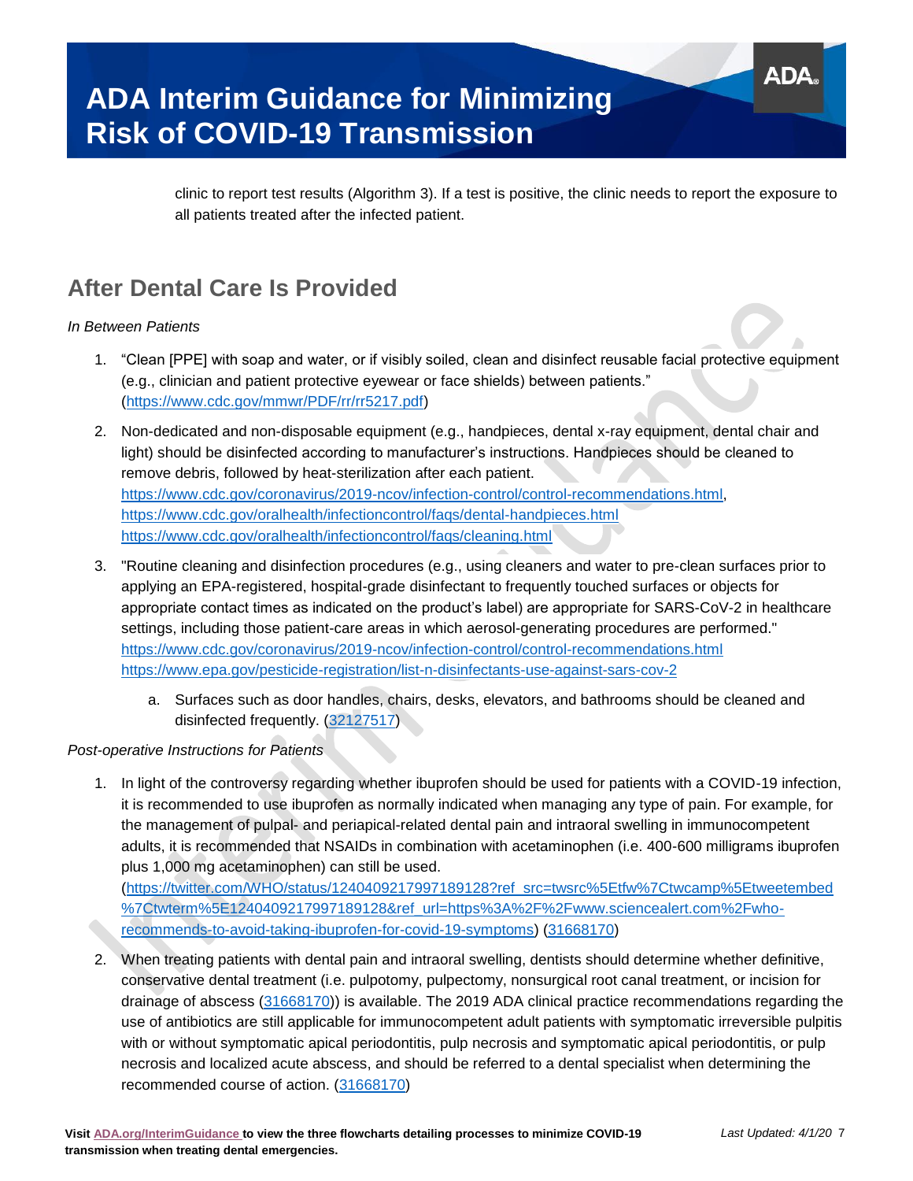clinic to report test results (Algorithm 3). If a test is positive, the clinic needs to report the exposure to all patients treated after the infected patient.

## After Dental Care Is Provided

*In Between Patients*

1. "Clean [PPE] with soap and water, or if visibly soiled, clean and disinfect reusable facial protective equipment (e.g., clinician and patient protective eyewear or face shields) between patients." (https://www.cdc.gov/mmwr/PDF/rr/rr5217.pdf)
2. Non-dedicated and non-disposable equipment (e.g., handpieces, dental x-ray equipment, dental chair and light) should be disinfected according to manufacturer's instructions. Handpieces should be cleaned to remove debris, followed by heat-sterilization after each patient. https://www.cdc.gov/coronavirus/2019-ncov/infection-control/control-recommendations.html, https://www.cdc.gov/oralhealth/infectioncontrol/faqs/dental-handpieces.html https://www.cdc.gov/oralhealth/infectioncontrol/faqs/cleaning.html
3. "Routine cleaning and disinfection procedures (e.g., using cleaners and water to pre-clean surfaces prior to applying an EPA-registered, hospital-grade disinfectant to frequently touched surfaces or objects for appropriate contact times as indicated on the product's label) are appropriate for SARS-CoV-2 in healthcare settings, including those patient-care areas in which aerosol-generating procedures are performed." https://www.cdc.gov/coronavirus/2019-ncov/infection-control/control-recommendations.html https://www.epa.gov/pesticide-registration/list-n-disinfectants-use-against-sars-cov-2
   a. Surfaces such as door handles, chairs, desks, elevators, and bathrooms should be cleaned and disinfected frequently. (32127517)

*Post-operative Instructions for Patients*

1. In light of the controversy regarding whether ibuprofen should be used for patients with a COVID-19 infection, it is recommended to use ibuprofen as normally indicated when managing any type of pain. For example, for the management of pulpal- and periapical-related dental pain and intraoral swelling in immunocompetent adults, it is recommended that NSAIDs in combination with acetaminophen (i.e. 400-600 milligrams ibuprofen plus 1,000 mg acetaminophen) can still be used. (https://twitter.com/WHO/status/1240409217997189128?ref_src=twsrc%5Etfw%7Ctwcamp%5Etweetembed%7Ctwterm%5E1240409217997189128&ref_url=https%3A%2F%2Fwww.sciencealert.com%2Fwho-recommends-to-avoid-taking-ibuprofen-for-covid-19-symptoms) (31668170)
2. When treating patients with dental pain and intraoral swelling, dentists should determine whether definitive, conservative dental treatment (i.e. pulpotomy, pulpectomy, nonsurgical root canal treatment, or incision for drainage of abscess (31668170)) is available. The 2019 ADA clinical practice recommendations regarding the use of antibiotics are still applicable for immunocompetent adult patients with symptomatic irreversible pulpitis with or without symptomatic apical periodontitis, pulp necrosis and symptomatic apical periodontitis, or pulp necrosis and localized acute abscess, and should be referred to a dental specialist when determining the recommended course of action. (31668170)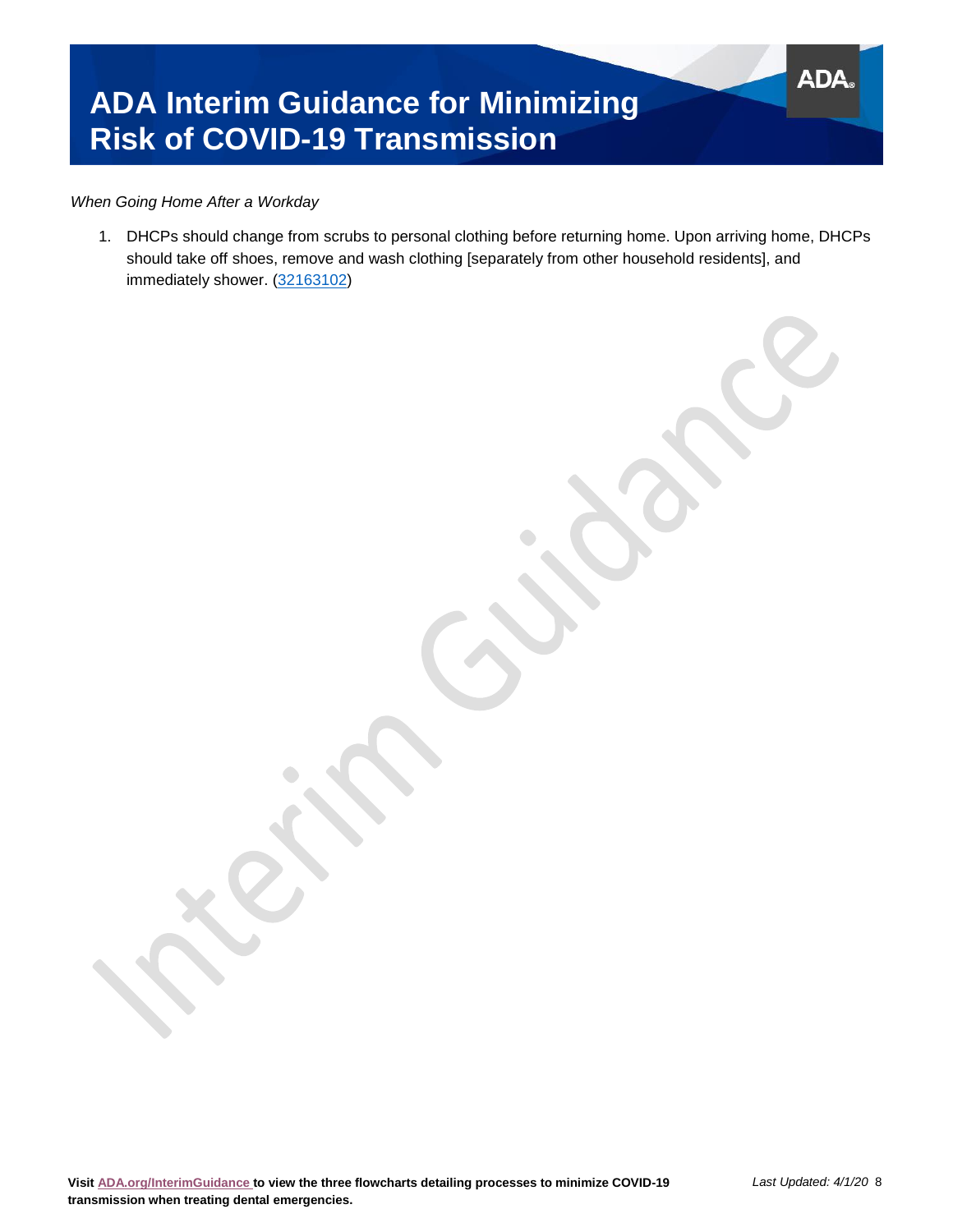*When Going Home After a Workday*

1. DHCPs should change from scrubs to personal clothing before returning home. Upon arriving home, DHCPs should take off shoes, remove and wash clothing [separately from other household residents], and immediately shower. (32163102)